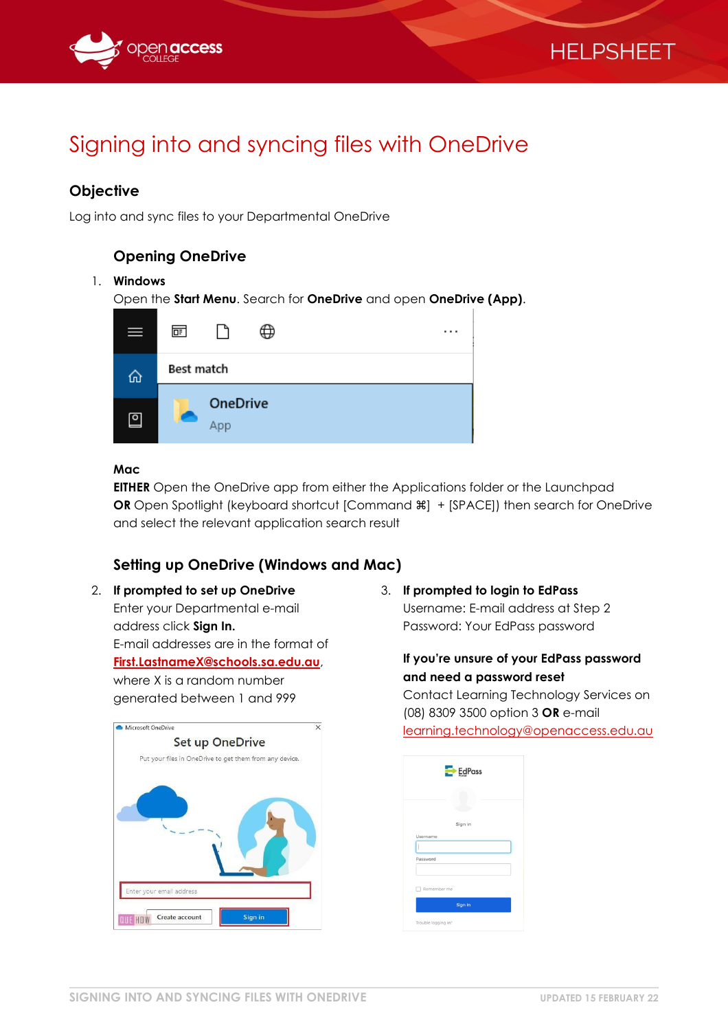HELPSHEET

# Signing into and syncing files with OneDrive

## Objective

Log into and sync files to your Departmental OneDrive

### Opening OneDrive

1. **Windows**

   Open the **Start Menu**. Search for **OneDrive** and open **OneDrive (App)**.

   **Mac**

   **EITHER** Open the OneDrive app from either the Applications folder or the Launchpad

   **OR** Open Spotlight (keyboard shortcut [Command ⌘] + [SPACE]) then search for OneDrive and select the relevant application search result

### Setting up OneDrive (Windows and Mac)

2. **If prompted to set up OneDrive**

   Enter your Departmental e-mail address click **Sign In.**

   E-mail addresses are in the format of **First.LastnameX@schools.sa.edu.au**, where X is a random number generated between 1 and 999

3. **If prompted to login to EdPass**

   Username: E-mail address at Step 2

   Password: Your EdPass password

   **If you're unsure of your EdPass password and need a password reset**

   Contact Learning Technology Services on (08) 8309 3500 option 3 **OR** e-mail learning.technology@openaccess.edu.au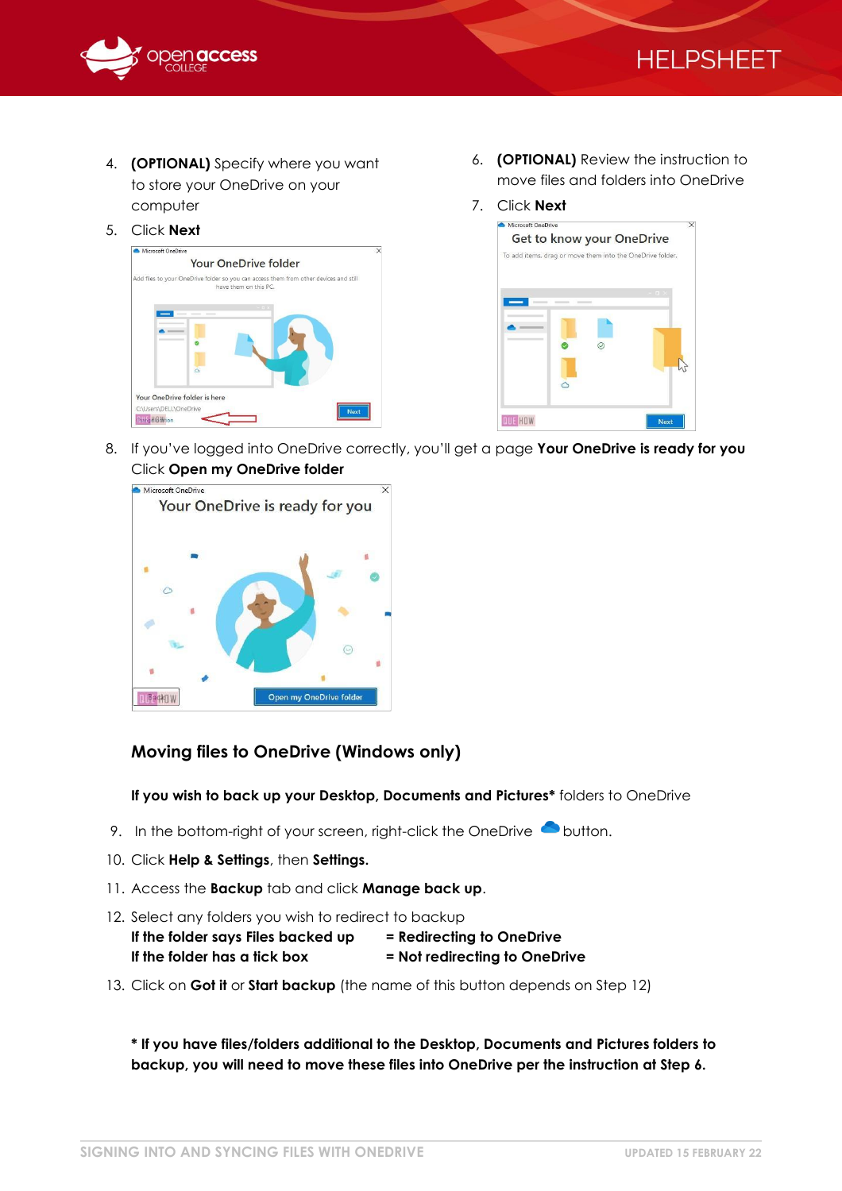4. **(OPTIONAL)** Specify where you want to store your OneDrive on your computer
5. Click **Next**
6. **(OPTIONAL)** Review the instruction to move files and folders into OneDrive
7. Click **Next**
8. If you've logged into OneDrive correctly, you'll get a page **Your OneDrive is ready for you** Click **Open my OneDrive folder**

### Moving files to OneDrive (Windows only)

**If you wish to back up your Desktop, Documents and Pictures*** folders to OneDrive

9. In the bottom-right of your screen, right-click the OneDrive button.
10. Click **Help & Settings**, then **Settings.**
11. Access the **Backup** tab and click **Manage back up**.
12. Select any folders you wish to redirect to backup
    **If the folder says Files backed up** **= Redirecting to OneDrive**
    **If the folder has a tick box** **= Not redirecting to OneDrive**
13. Click on **Got it** or **Start backup** (the name of this button depends on Step 12)

*** If you have files/folders additional to the Desktop, Documents and Pictures folders to backup, you will need to move these files into OneDrive per the instruction at Step 6.**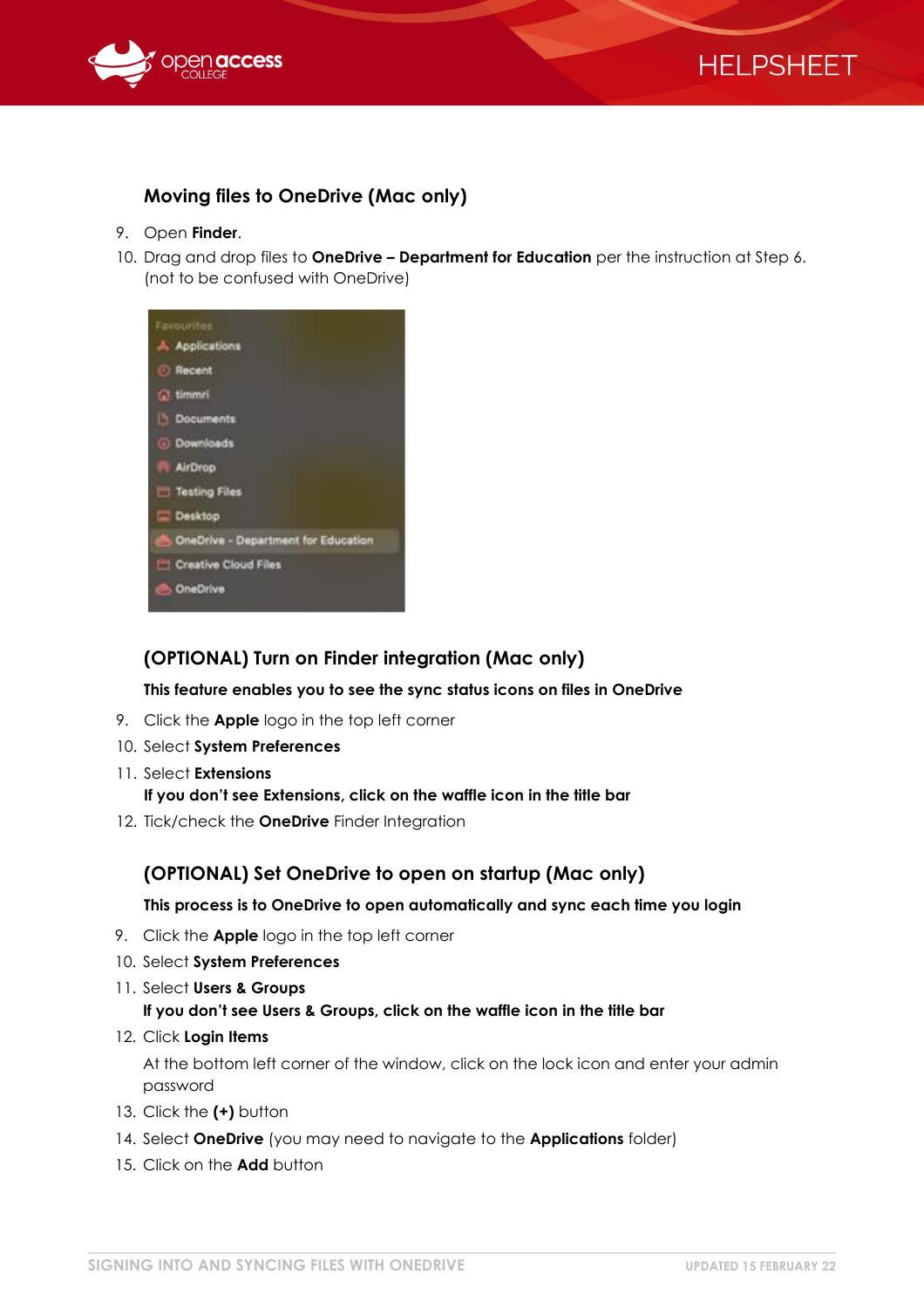## Moving files to OneDrive (Mac only)

9. Open **Finder**.
10. Drag and drop files to **OneDrive – Department for Education** per the instruction at Step 6. (not to be confused with OneDrive)

## (OPTIONAL) Turn on Finder integration (Mac only)

**This feature enables you to see the sync status icons on files in OneDrive**

9. Click the **Apple** logo in the top left corner
10. Select **System Preferences**
11. Select **Extensions**
    **If you don't see Extensions, click on the waffle icon in the title bar**
12. Tick/check the **OneDrive** Finder Integration

## (OPTIONAL) Set OneDrive to open on startup (Mac only)

**This process is to OneDrive to open automatically and sync each time you login**

9. Click the **Apple** logo in the top left corner
10. Select **System Preferences**
11. Select **Users & Groups**
    **If you don't see Users & Groups, click on the waffle icon in the title bar**
12. Click **Login Items**
    At the bottom left corner of the window, click on the lock icon and enter your admin password
13. Click the **(+)** button
14. Select **OneDrive** (you may need to navigate to the **Applications** folder)
15. Click on the **Add** button